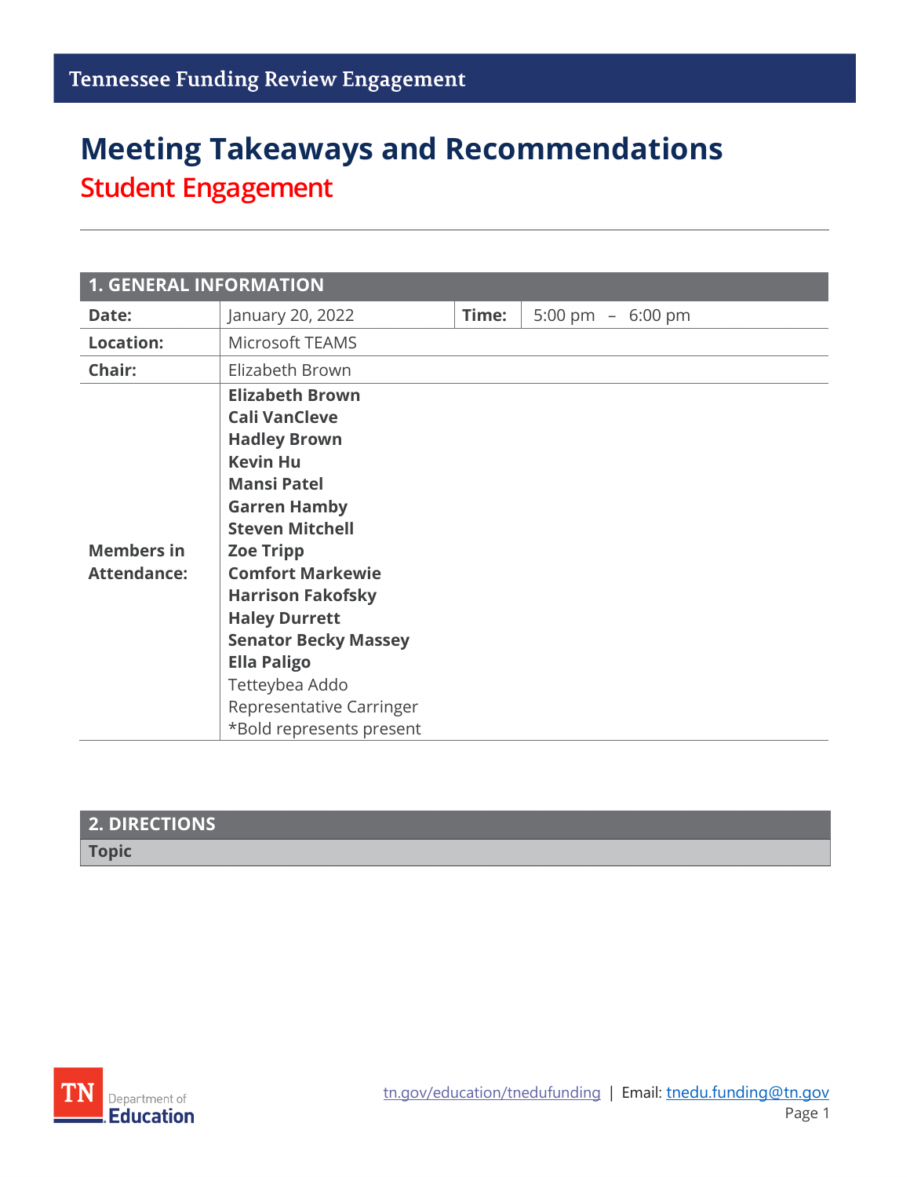# Meeting Takeaways and Recommendations

## Student Engagement

| 1. GENERAL INFORMATION | | | |
|---|---|---|---|
| **Date:** | January 20, 2022 | **Time:** | 5:00 pm – 6:00 pm |
| **Location:** | Microsoft TEAMS | | |
| **Chair:** | Elizabeth Brown | | |
| **Members in Attendance:** | **Elizabeth Brown**<br>**Cali VanCleve**<br>**Hadley Brown**<br>**Kevin Hu**<br>**Mansi Patel**<br>**Garren Hamby**<br>**Steven Mitchell**<br>**Zoe Tripp**<br>**Comfort Markewie**<br>**Harrison Fakofsky**<br>**Haley Durrett**<br>**Senator Becky Massey**<br>**Ella Paligo**<br>Tetteybea Addo<br>Representative Carringer<br>*Bold represents present | | |

| 2. DIRECTIONS |
|---|
| **Topic** |

tn.gov/education/tnedufunding | Email: tnedu.funding@tn.gov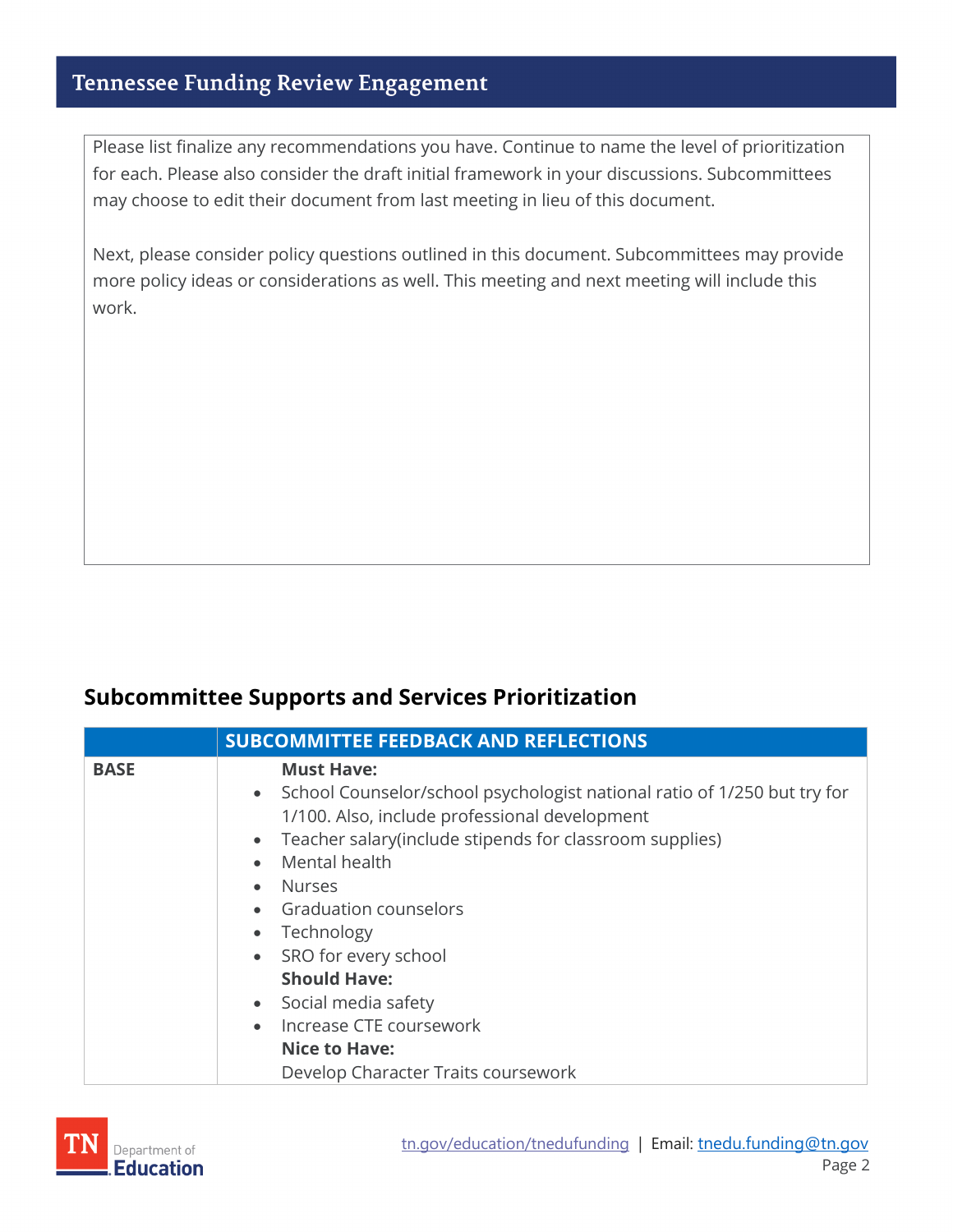Please list finalize any recommendations you have. Continue to name the level of prioritization for each. Please also consider the draft initial framework in your discussions. Subcommittees may choose to edit their document from last meeting in lieu of this document.

Next, please consider policy questions outlined in this document. Subcommittees may provide more policy ideas or considerations as well. This meeting and next meeting will include this work.

## Subcommittee Supports and Services Prioritization

| | SUBCOMMITTEE FEEDBACK AND REFLECTIONS |
|---|---|
| **BASE** | **Must Have:**<br>• School Counselor/school psychologist national ratio of 1/250 but try for 1/100. Also, include professional development<br>• Teacher salary(include stipends for classroom supplies)<br>• Mental health<br>• Nurses<br>• Graduation counselors<br>• Technology<br>• SRO for every school<br>**Should Have:**<br>• Social media safety<br>• Increase CTE coursework<br>**Nice to Have:**<br>Develop Character Traits coursework |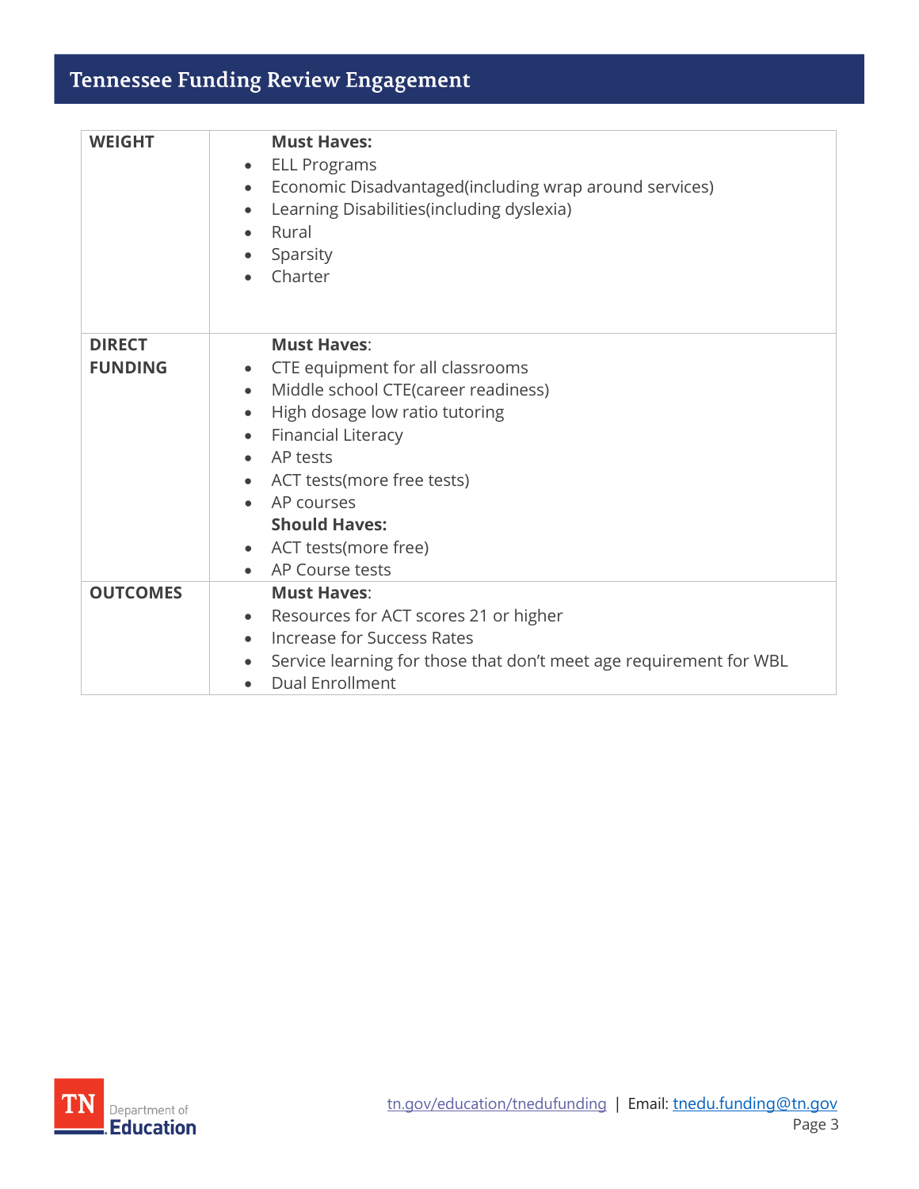| | |
|---|---|
| **WEIGHT** | **Must Haves:**<br>• ELL Programs<br>• Economic Disadvantaged(including wrap around services)<br>• Learning Disabilities(including dyslexia)<br>• Rural<br>• Sparsity<br>• Charter |
| **DIRECT FUNDING** | **Must Haves**:<br>• CTE equipment for all classrooms<br>• Middle school CTE(career readiness)<br>• High dosage low ratio tutoring<br>• Financial Literacy<br>• AP tests<br>• ACT tests(more free tests)<br>• AP courses<br>**Should Haves:**<br>• ACT tests(more free)<br>• AP Course tests |
| **OUTCOMES** | **Must Haves**:<br>• Resources for ACT scores 21 or higher<br>• Increase for Success Rates<br>• Service learning for those that don't meet age requirement for WBL<br>• Dual Enrollment |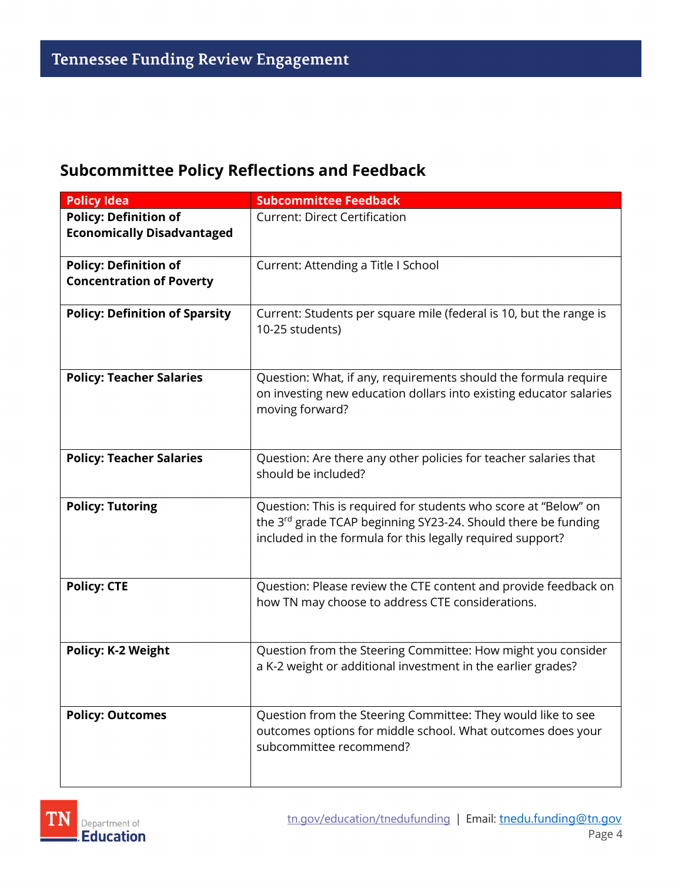## Subcommittee Policy Reflections and Feedback

| Policy Idea | Subcommittee Feedback |
|---|---|
| **Policy: Definition of Economically Disadvantaged** | Current: Direct Certification |
| **Policy: Definition of Concentration of Poverty** | Current: Attending a Title I School |
| **Policy: Definition of Sparsity** | Current: Students per square mile (federal is 10, but the range is 10-25 students) |
| **Policy: Teacher Salaries** | Question: What, if any, requirements should the formula require on investing new education dollars into existing educator salaries moving forward? |
| **Policy: Teacher Salaries** | Question: Are there any other policies for teacher salaries that should be included? |
| **Policy: Tutoring** | Question: This is required for students who score at "Below" on the 3rd grade TCAP beginning SY23-24. Should there be funding included in the formula for this legally required support? |
| **Policy: CTE** | Question: Please review the CTE content and provide feedback on how TN may choose to address CTE considerations. |
| **Policy: K-2 Weight** | Question from the Steering Committee: How might you consider a K-2 weight or additional investment in the earlier grades? |
| **Policy: Outcomes** | Question from the Steering Committee: They would like to see outcomes options for middle school. What outcomes does your subcommittee recommend? |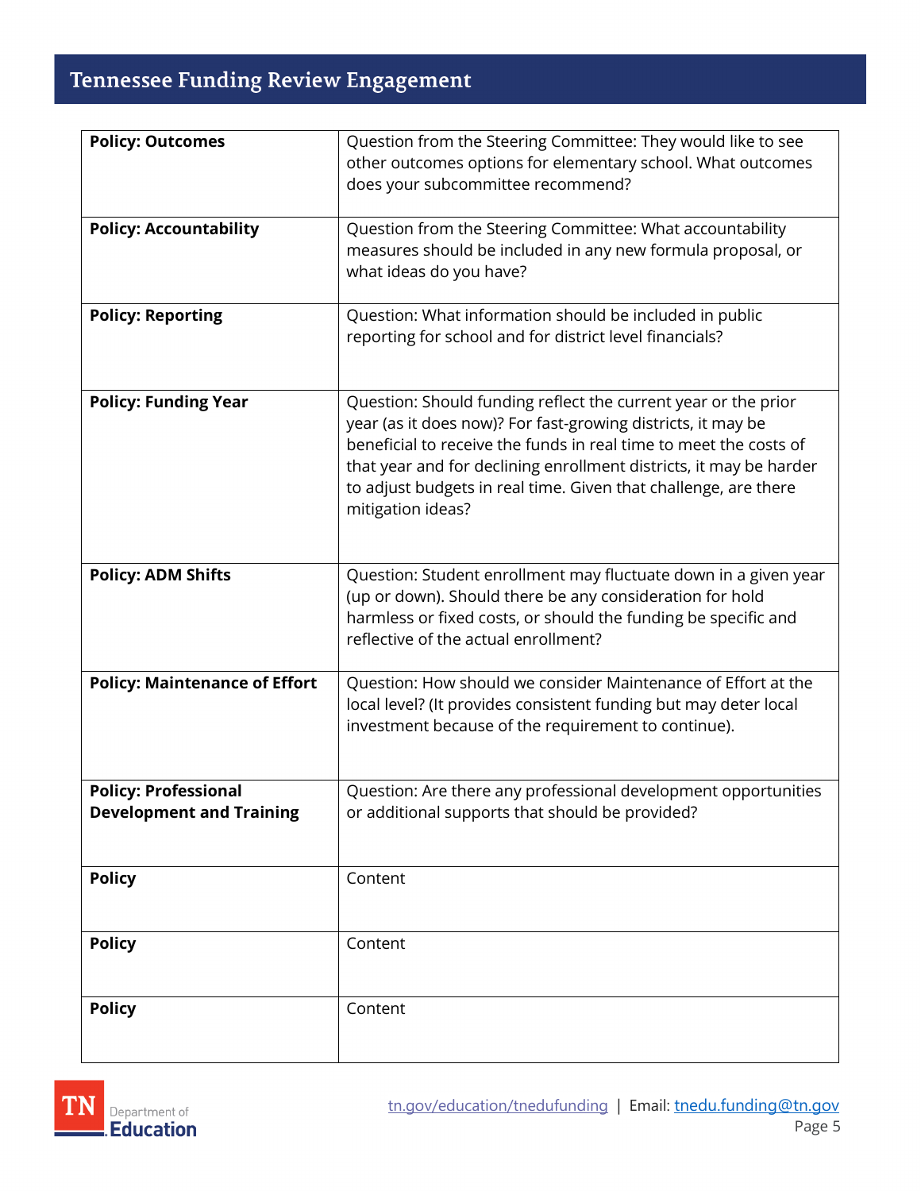| **Policy: Outcomes** | Question from the Steering Committee: They would like to see other outcomes options for elementary school. What outcomes does your subcommittee recommend? |
|---|---|
| **Policy: Accountability** | Question from the Steering Committee: What accountability measures should be included in any new formula proposal, or what ideas do you have? |
| **Policy: Reporting** | Question: What information should be included in public reporting for school and for district level financials? |
| **Policy: Funding Year** | Question: Should funding reflect the current year or the prior year (as it does now)? For fast-growing districts, it may be beneficial to receive the funds in real time to meet the costs of that year and for declining enrollment districts, it may be harder to adjust budgets in real time. Given that challenge, are there mitigation ideas? |
| **Policy: ADM Shifts** | Question: Student enrollment may fluctuate down in a given year (up or down). Should there be any consideration for hold harmless or fixed costs, or should the funding be specific and reflective of the actual enrollment? |
| **Policy: Maintenance of Effort** | Question: How should we consider Maintenance of Effort at the local level? (It provides consistent funding but may deter local investment because of the requirement to continue). |
| **Policy: Professional Development and Training** | Question: Are there any professional development opportunities or additional supports that should be provided? |
| **Policy** | Content |
| **Policy** | Content |
| **Policy** | Content |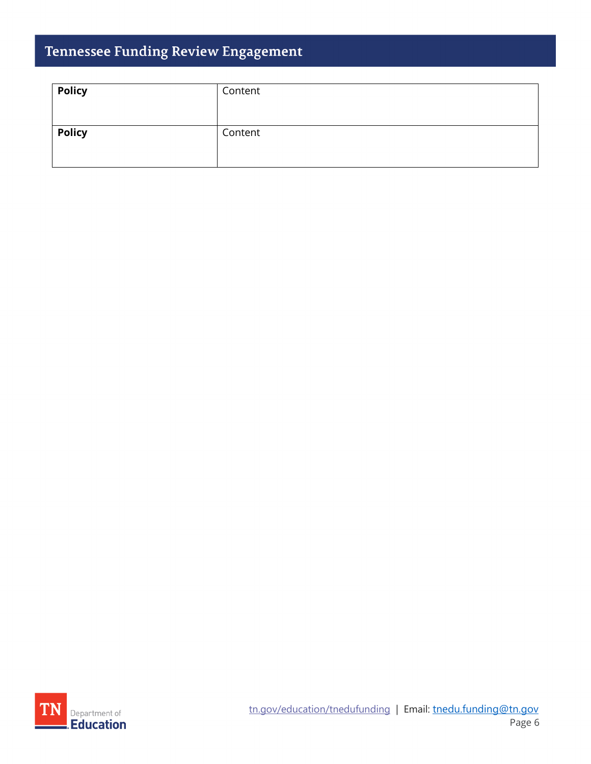| | |
|---|---|
| **Policy** | Content |
| **Policy** | Content |